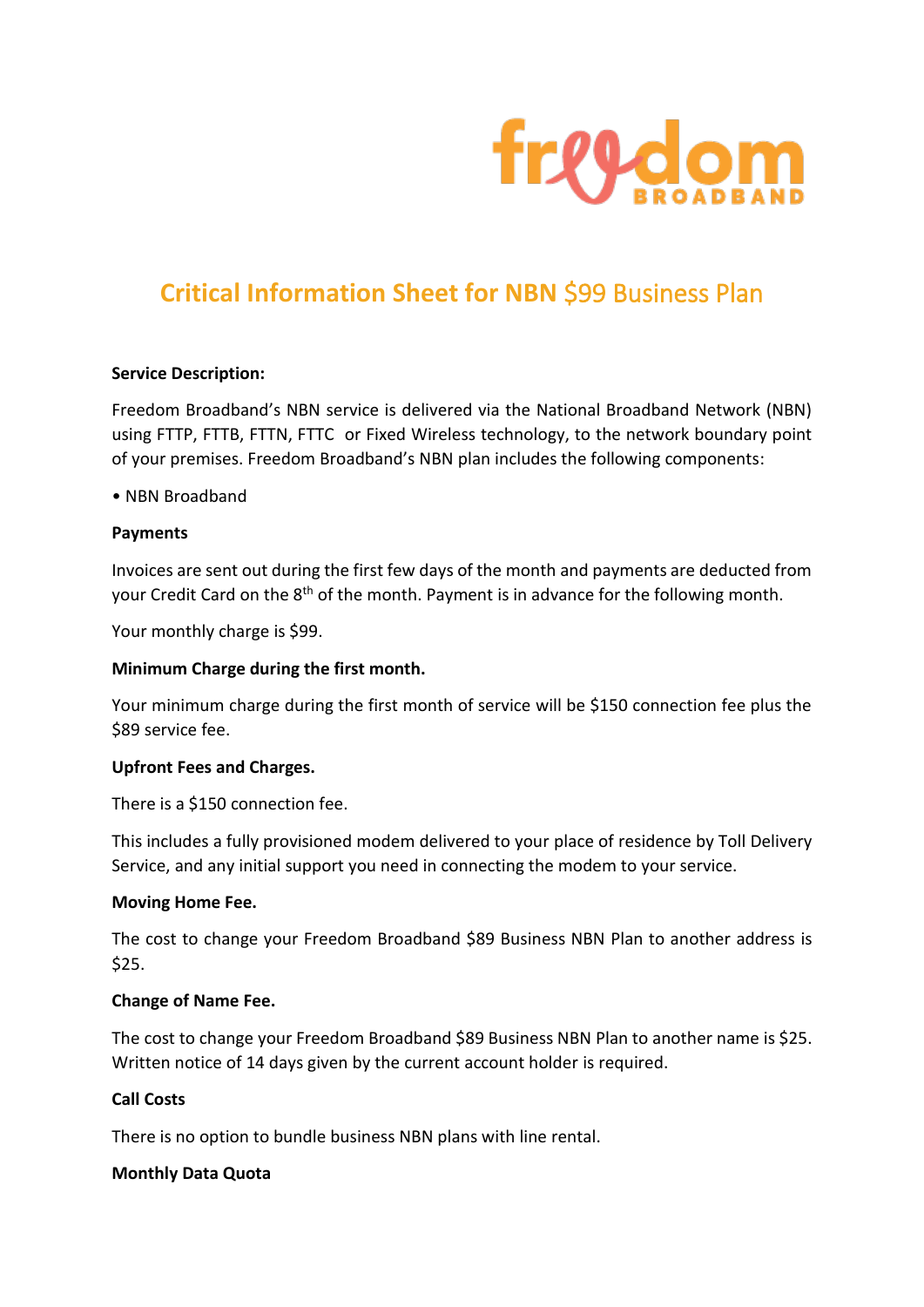# Critical Information Sheet for NBN $99 Business Plan

**Service Description:**

Freedom Broadband's NBN service is delivered via the National Broadband Network (NBN) using FTTP, FTTB, FTTN, FTTC or Fixed Wireless technology, to the network boundary point of your premises. Freedom Broadband's NBN plan includes the following components:

• NBN Broadband

**Payments**

Invoices are sent out during the first few days of the month and payments are deducted from your Credit Card on the 8th of the month. Payment is in advance for the following month.

Your monthly charge is $99.

**Minimum Charge during the first month.**

Your minimum charge during the first month of service will be $150 connection fee plus the $89 service fee.

**Upfront Fees and Charges.**

There is a $150 connection fee.

This includes a fully provisioned modem delivered to your place of residence by Toll Delivery Service, and any initial support you need in connecting the modem to your service.

**Moving Home Fee.**

The cost to change your Freedom Broadband $89 Business NBN Plan to another address is $25.

**Change of Name Fee.**

The cost to change your Freedom Broadband $89 Business NBN Plan to another name is $25. Written notice of 14 days given by the current account holder is required.

**Call Costs**

There is no option to bundle business NBN plans with line rental.

**Monthly Data Quota**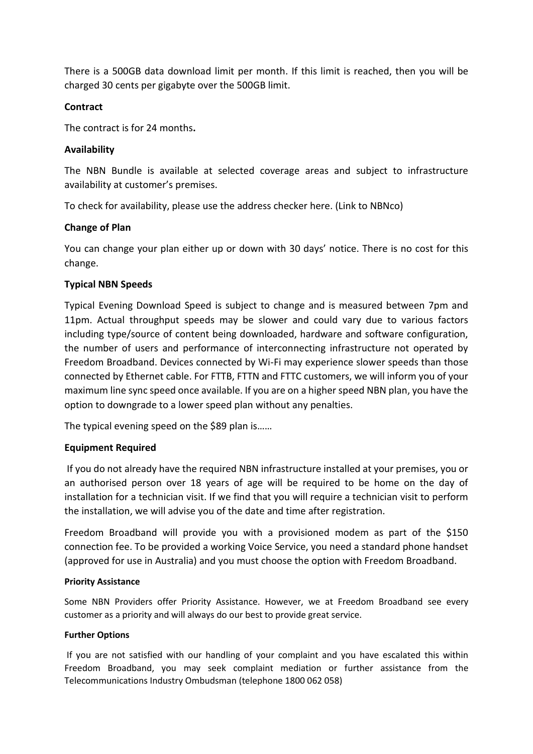There is a 500GB data download limit per month. If this limit is reached, then you will be charged 30 cents per gigabyte over the 500GB limit.

**Contract**

The contract is for 24 months**.**

**Availability**

The NBN Bundle is available at selected coverage areas and subject to infrastructure availability at customer's premises.

To check for availability, please use the address checker here. (Link to NBNco)

**Change of Plan**

You can change your plan either up or down with 30 days' notice. There is no cost for this change.

**Typical NBN Speeds**

Typical Evening Download Speed is subject to change and is measured between 7pm and 11pm. Actual throughput speeds may be slower and could vary due to various factors including type/source of content being downloaded, hardware and software configuration, the number of users and performance of interconnecting infrastructure not operated by Freedom Broadband. Devices connected by Wi-Fi may experience slower speeds than those connected by Ethernet cable. For FTTB, FTTN and FTTC customers, we will inform you of your maximum line sync speed once available. If you are on a higher speed NBN plan, you have the option to downgrade to a lower speed plan without any penalties.

The typical evening speed on the $89 plan is……

**Equipment Required**

If you do not already have the required NBN infrastructure installed at your premises, you or an authorised person over 18 years of age will be required to be home on the day of installation for a technician visit. If we find that you will require a technician visit to perform the installation, we will advise you of the date and time after registration.

Freedom Broadband will provide you with a provisioned modem as part of the $150 connection fee. To be provided a working Voice Service, you need a standard phone handset (approved for use in Australia) and you must choose the option with Freedom Broadband.

**Priority Assistance**

Some NBN Providers offer Priority Assistance. However, we at Freedom Broadband see every customer as a priority and will always do our best to provide great service.

**Further Options**

If you are not satisfied with our handling of your complaint and you have escalated this within Freedom Broadband, you may seek complaint mediation or further assistance from the Telecommunications Industry Ombudsman (telephone 1800 062 058)